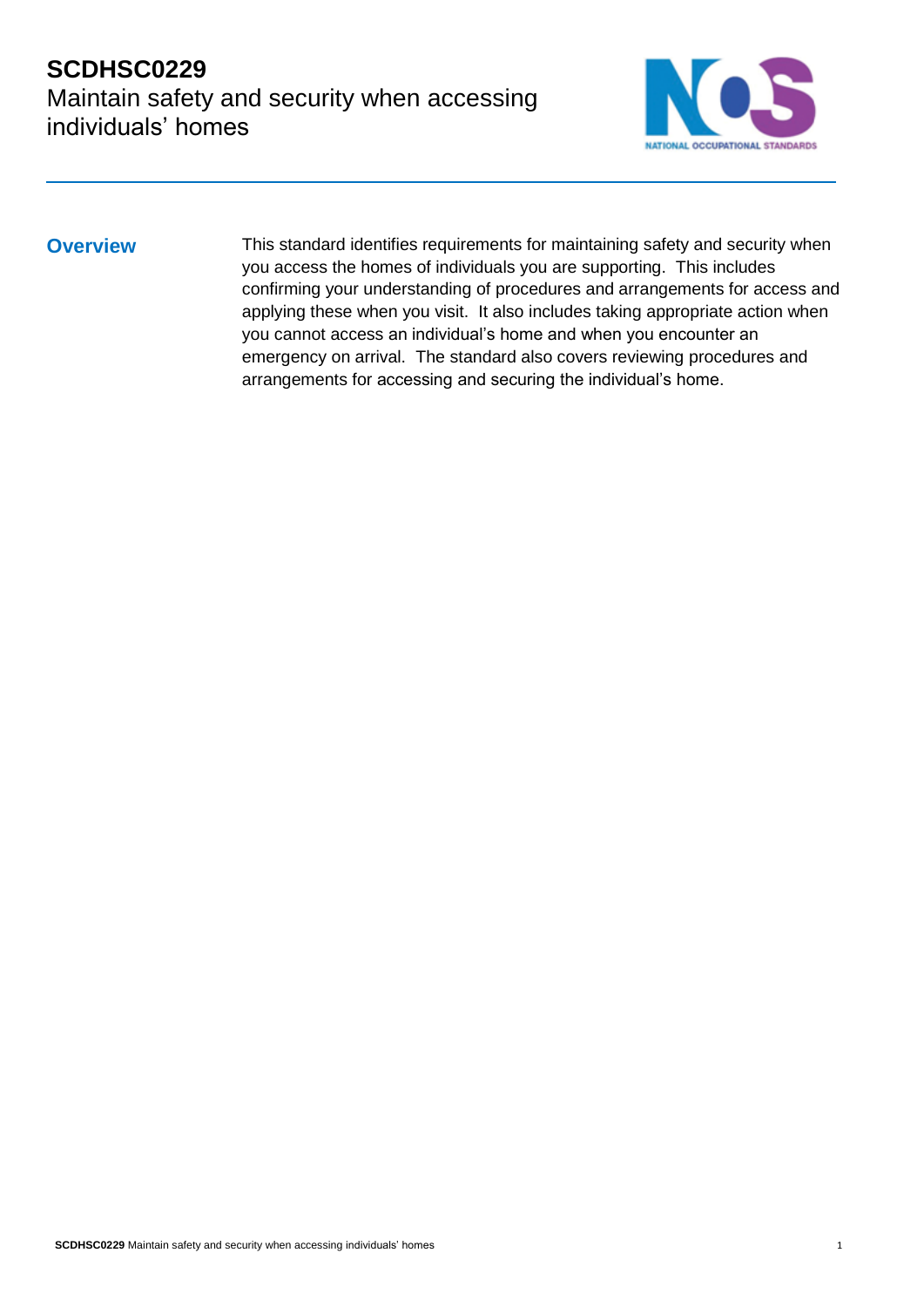# SCDHSC0229
## Maintain safety and security when accessing individuals' homes

### Overview

This standard identifies requirements for maintaining safety and security when you access the homes of individuals you are supporting. This includes confirming your understanding of procedures and arrangements for access and applying these when you visit. It also includes taking appropriate action when you cannot access an individual's home and when you encounter an emergency on arrival. The standard also covers reviewing procedures and arrangements for accessing and securing the individual's home.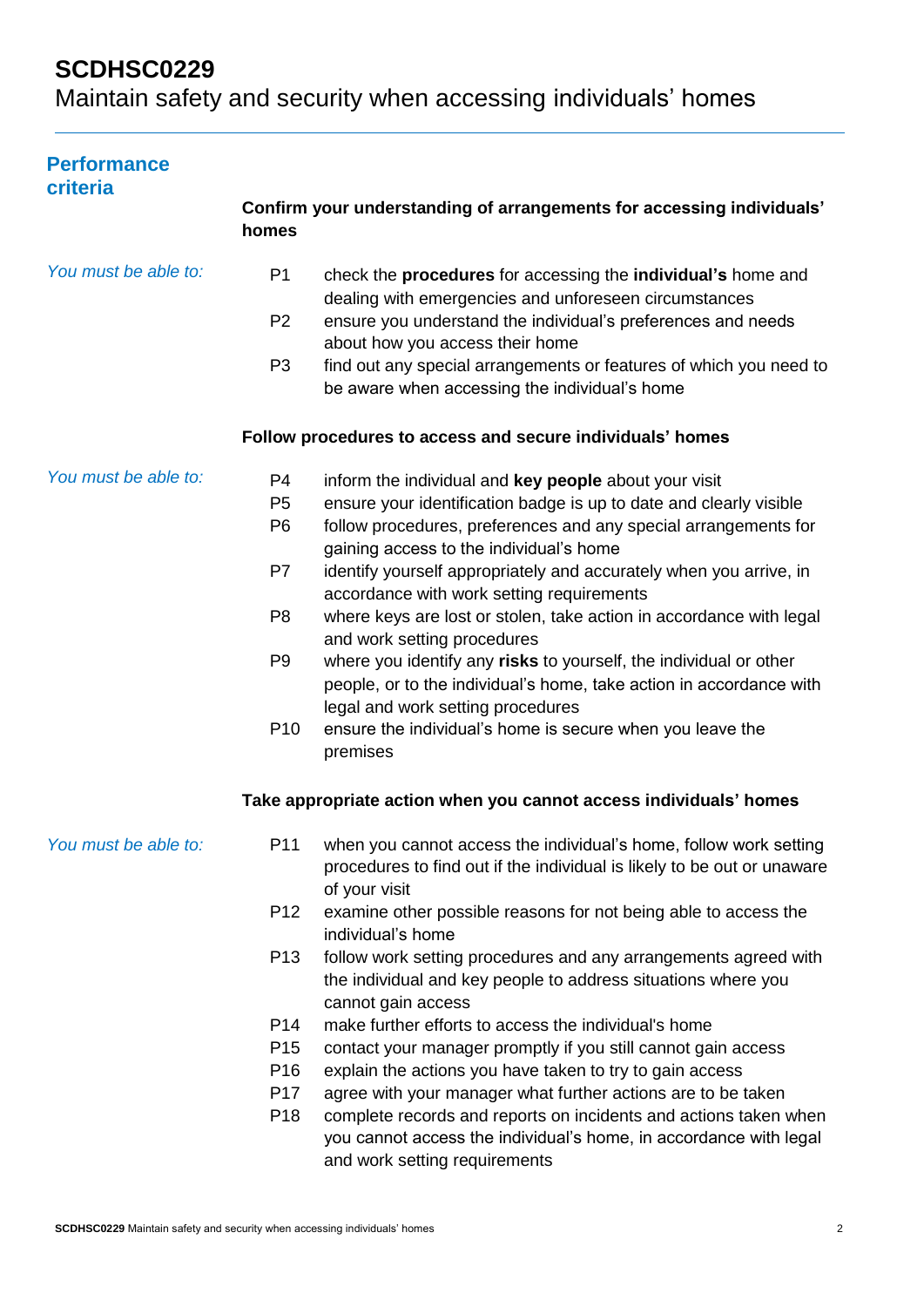# SCDHSC0229
## Maintain safety and security when accessing individuals' homes

### Performance criteria

**Confirm your understanding of arrangements for accessing individuals' homes**

*You must be able to:*

- P1 check the **procedures** for accessing the **individual's** home and dealing with emergencies and unforeseen circumstances
- P2 ensure you understand the individual's preferences and needs about how you access their home
- P3 find out any special arrangements or features of which you need to be aware when accessing the individual's home

**Follow procedures to access and secure individuals' homes**

*You must be able to:*

- P4 inform the individual and **key people** about your visit
- P5 ensure your identification badge is up to date and clearly visible
- P6 follow procedures, preferences and any special arrangements for gaining access to the individual's home
- P7 identify yourself appropriately and accurately when you arrive, in accordance with work setting requirements
- P8 where keys are lost or stolen, take action in accordance with legal and work setting procedures
- P9 where you identify any **risks** to yourself, the individual or other people, or to the individual's home, take action in accordance with legal and work setting procedures
- P10 ensure the individual's home is secure when you leave the premises

**Take appropriate action when you cannot access individuals' homes**

*You must be able to:*

- P11 when you cannot access the individual's home, follow work setting procedures to find out if the individual is likely to be out or unaware of your visit
- P12 examine other possible reasons for not being able to access the individual's home
- P13 follow work setting procedures and any arrangements agreed with the individual and key people to address situations where you cannot gain access
- P14 make further efforts to access the individual's home
- P15 contact your manager promptly if you still cannot gain access
- P16 explain the actions you have taken to try to gain access
- P17 agree with your manager what further actions are to be taken
- P18 complete records and reports on incidents and actions taken when you cannot access the individual's home, in accordance with legal and work setting requirements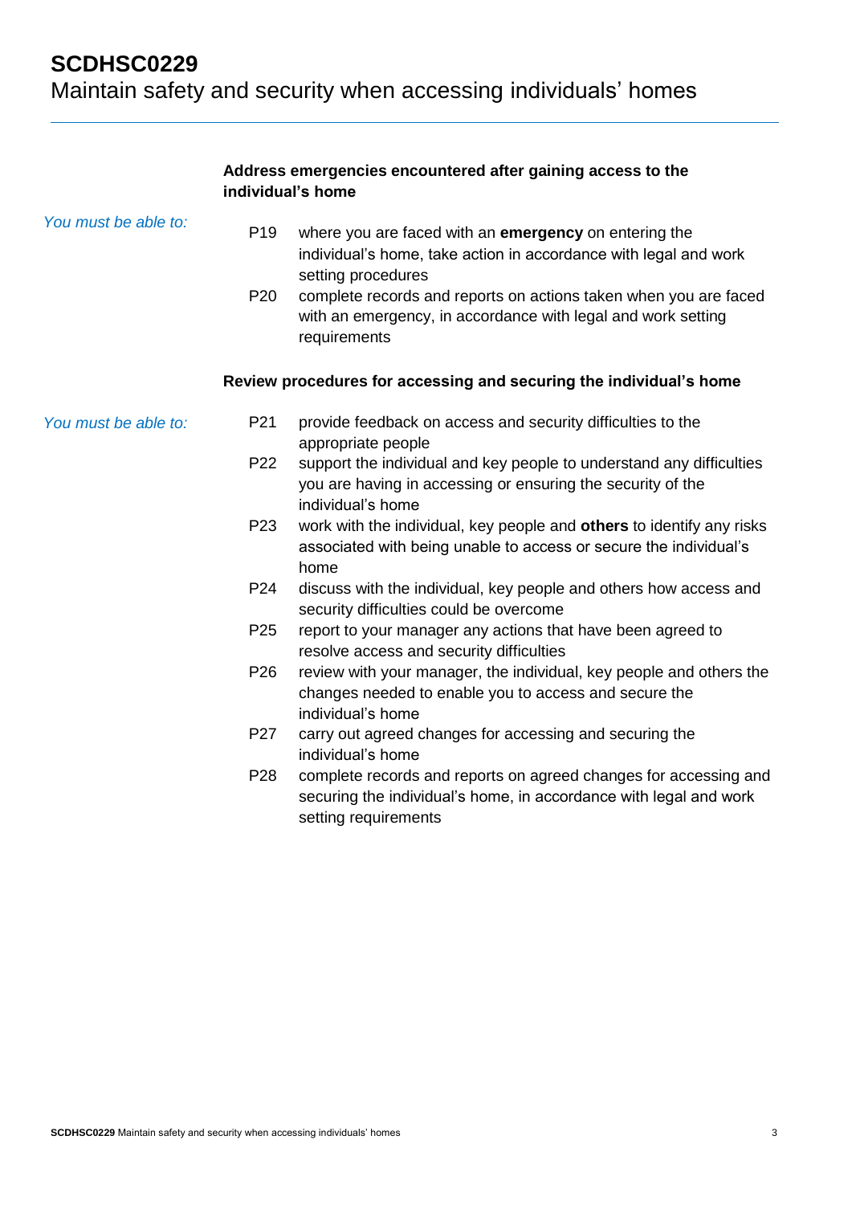# SCDHSC0229
Maintain safety and security when accessing individuals' homes

**Address emergencies encountered after gaining access to the individual's home**

*You must be able to:*

- P19 where you are faced with an **emergency** on entering the individual's home, take action in accordance with legal and work setting procedures
- P20 complete records and reports on actions taken when you are faced with an emergency, in accordance with legal and work setting requirements

**Review procedures for accessing and securing the individual's home**

*You must be able to:*

- P21 provide feedback on access and security difficulties to the appropriate people
- P22 support the individual and key people to understand any difficulties you are having in accessing or ensuring the security of the individual's home
- P23 work with the individual, key people and **others** to identify any risks associated with being unable to access or secure the individual's home
- P24 discuss with the individual, key people and others how access and security difficulties could be overcome
- P25 report to your manager any actions that have been agreed to resolve access and security difficulties
- P26 review with your manager, the individual, key people and others the changes needed to enable you to access and secure the individual's home
- P27 carry out agreed changes for accessing and securing the individual's home
- P28 complete records and reports on agreed changes for accessing and securing the individual's home, in accordance with legal and work setting requirements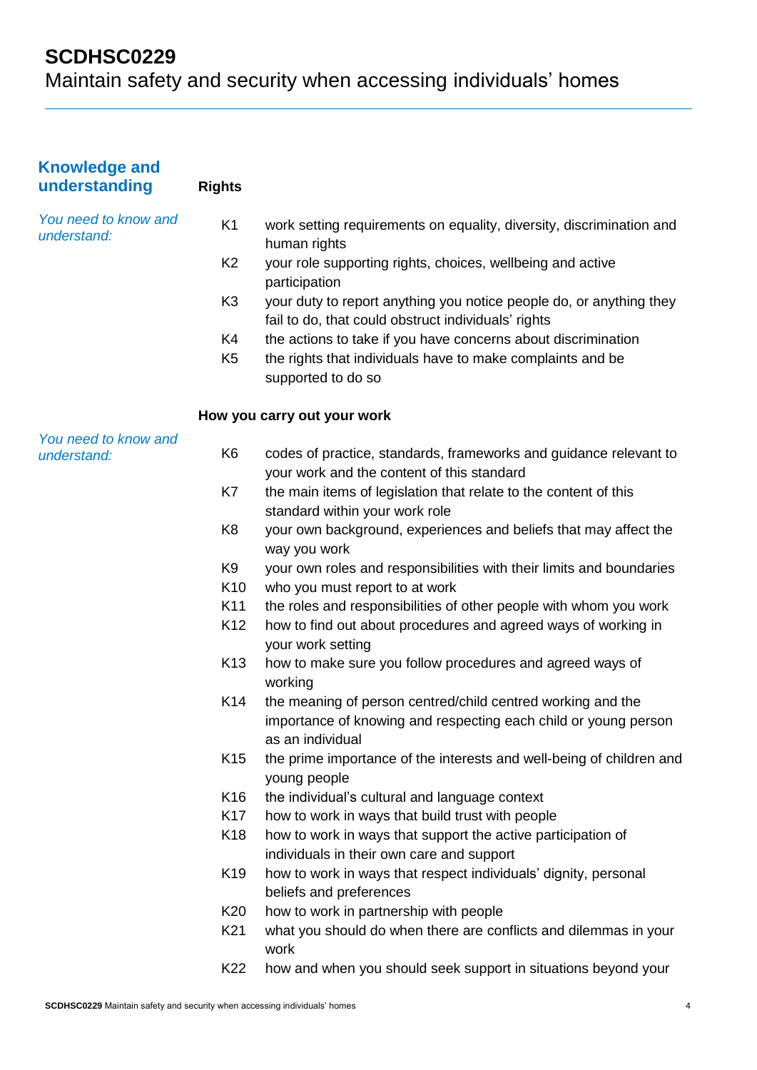# SCDHSC0229

Maintain safety and security when accessing individuals' homes

## Knowledge and understanding

### Rights

*You need to know and understand:*

- K1 work setting requirements on equality, diversity, discrimination and human rights
- K2 your role supporting rights, choices, wellbeing and active participation
- K3 your duty to report anything you notice people do, or anything they fail to do, that could obstruct individuals' rights
- K4 the actions to take if you have concerns about discrimination
- K5 the rights that individuals have to make complaints and be supported to do so

### How you carry out your work

*You need to know and understand:*

- K6 codes of practice, standards, frameworks and guidance relevant to your work and the content of this standard
- K7 the main items of legislation that relate to the content of this standard within your work role
- K8 your own background, experiences and beliefs that may affect the way you work
- K9 your own roles and responsibilities with their limits and boundaries
- K10 who you must report to at work
- K11 the roles and responsibilities of other people with whom you work
- K12 how to find out about procedures and agreed ways of working in your work setting
- K13 how to make sure you follow procedures and agreed ways of working
- K14 the meaning of person centred/child centred working and the importance of knowing and respecting each child or young person as an individual
- K15 the prime importance of the interests and well-being of children and young people
- K16 the individual's cultural and language context
- K17 how to work in ways that build trust with people
- K18 how to work in ways that support the active participation of individuals in their own care and support
- K19 how to work in ways that respect individuals' dignity, personal beliefs and preferences
- K20 how to work in partnership with people
- K21 what you should do when there are conflicts and dilemmas in your work
- K22 how and when you should seek support in situations beyond your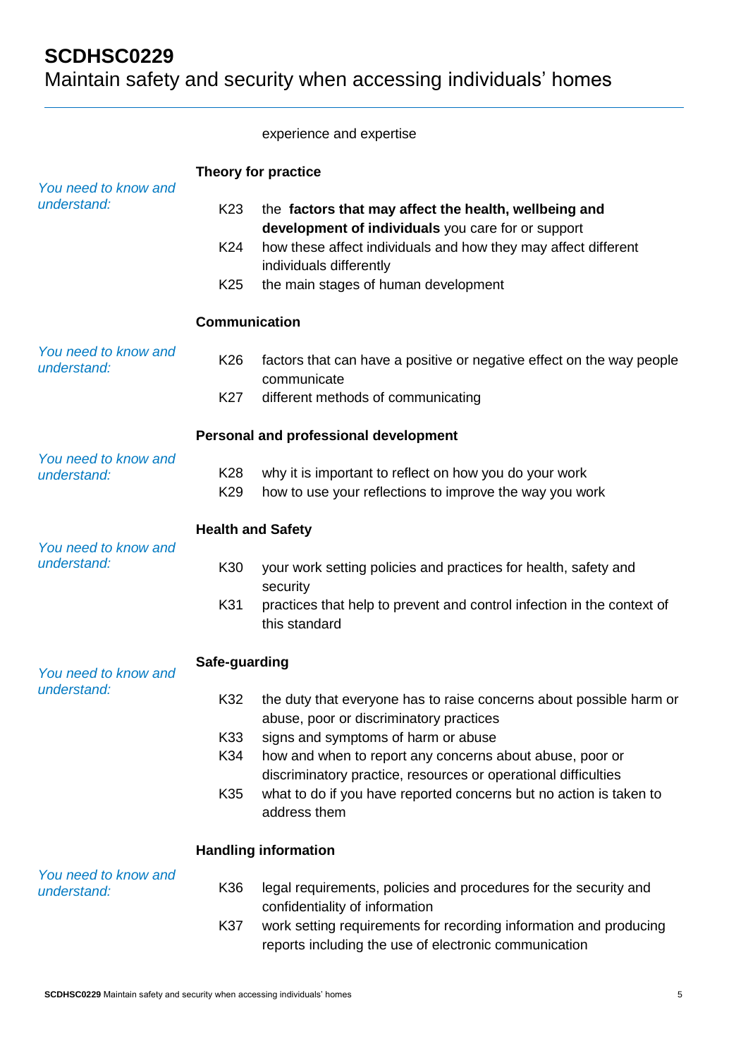experience and expertise

**Theory for practice**

*You need to know and understand:*

K23 the **factors that may affect the health, wellbeing and development of individuals** you care for or support

K24 how these affect individuals and how they may affect different individuals differently

K25 the main stages of human development

**Communication**

*You need to know and understand:*

K26 factors that can have a positive or negative effect on the way people communicate

K27 different methods of communicating

**Personal and professional development**

*You need to know and understand:*

K28 why it is important to reflect on how you do your work

K29 how to use your reflections to improve the way you work

**Health and Safety**

*You need to know and understand:*

K30 your work setting policies and practices for health, safety and security

K31 practices that help to prevent and control infection in the context of this standard

**Safe-guarding**

*You need to know and understand:*

K32 the duty that everyone has to raise concerns about possible harm or abuse, poor or discriminatory practices

K33 signs and symptoms of harm or abuse

K34 how and when to report any concerns about abuse, poor or discriminatory practice, resources or operational difficulties

K35 what to do if you have reported concerns but no action is taken to address them

**Handling information**

*You need to know and understand:*

K36 legal requirements, policies and procedures for the security and confidentiality of information

K37 work setting requirements for recording information and producing reports including the use of electronic communication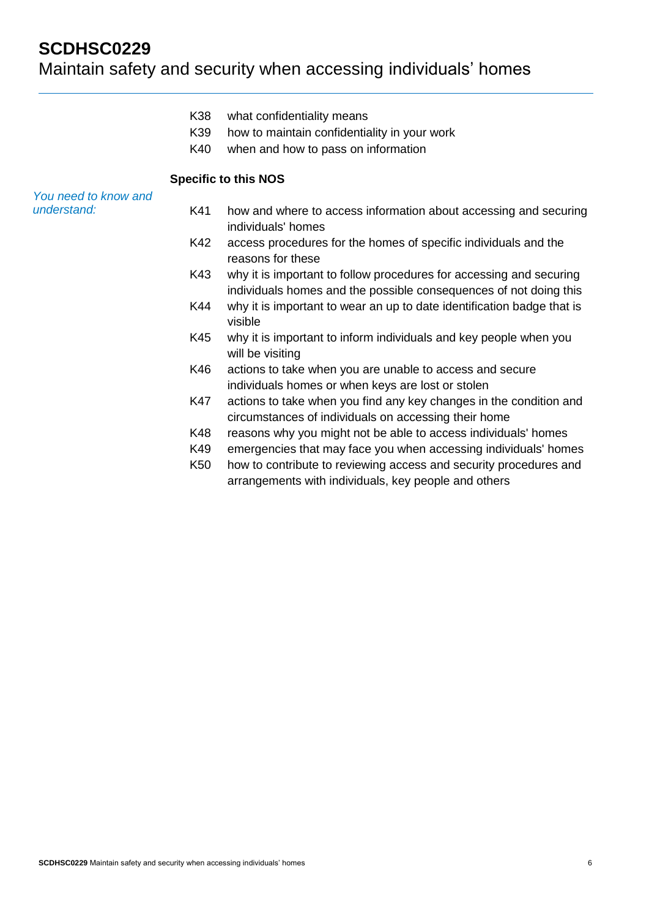K38 what confidentiality means

K39 how to maintain confidentiality in your work

K40 when and how to pass on information

**Specific to this NOS**

*You need to know and understand:*

K41 how and where to access information about accessing and securing individuals' homes

K42 access procedures for the homes of specific individuals and the reasons for these

K43 why it is important to follow procedures for accessing and securing individuals homes and the possible consequences of not doing this

K44 why it is important to wear an up to date identification badge that is visible

K45 why it is important to inform individuals and key people when you will be visiting

K46 actions to take when you are unable to access and secure individuals homes or when keys are lost or stolen

K47 actions to take when you find any key changes in the condition and circumstances of individuals on accessing their home

K48 reasons why you might not be able to access individuals' homes

K49 emergencies that may face you when accessing individuals' homes

K50 how to contribute to reviewing access and security procedures and arrangements with individuals, key people and others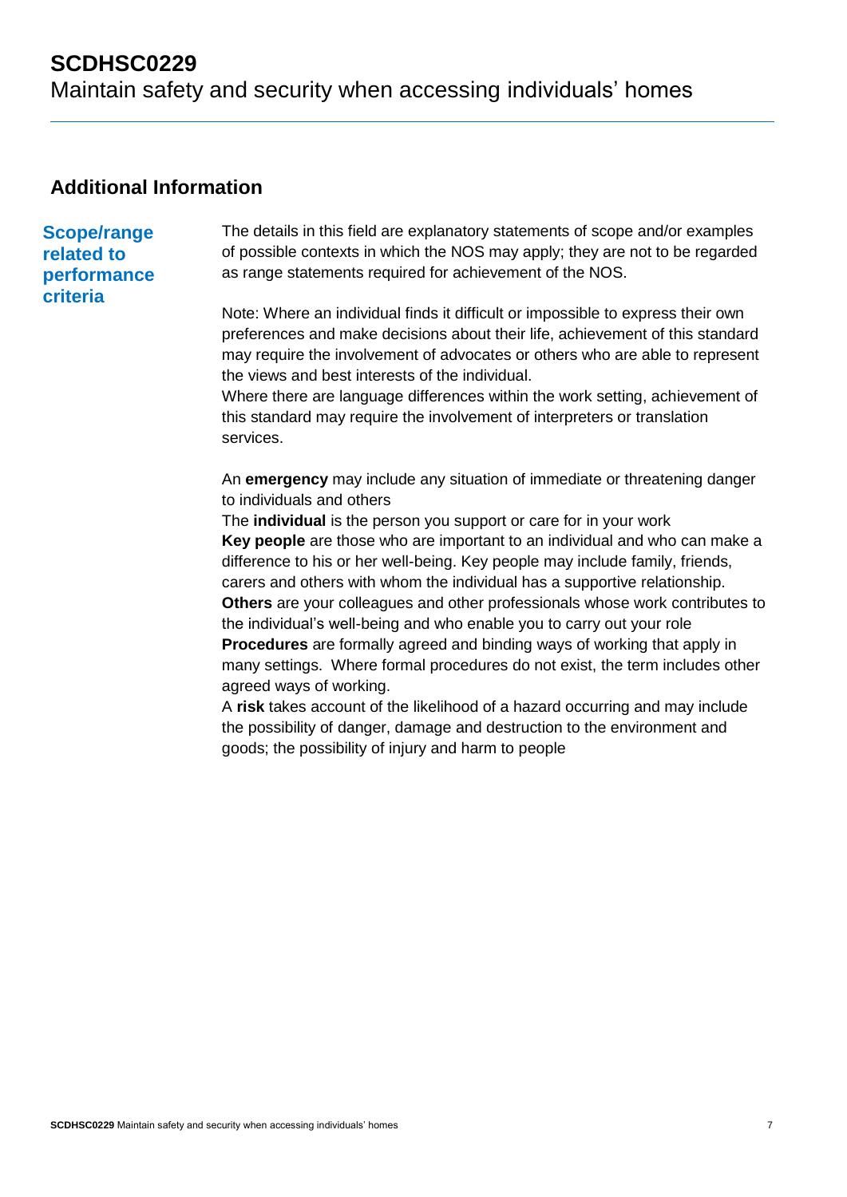## Additional Information

### Scope/range related to performance criteria

The details in this field are explanatory statements of scope and/or examples of possible contexts in which the NOS may apply; they are not to be regarded as range statements required for achievement of the NOS.

Note: Where an individual finds it difficult or impossible to express their own preferences and make decisions about their life, achievement of this standard may require the involvement of advocates or others who are able to represent the views and best interests of the individual.
Where there are language differences within the work setting, achievement of this standard may require the involvement of interpreters or translation services.

An **emergency** may include any situation of immediate or threatening danger to individuals and others
The **individual** is the person you support or care for in your work
**Key people** are those who are important to an individual and who can make a difference to his or her well-being. Key people may include family, friends, carers and others with whom the individual has a supportive relationship.
**Others** are your colleagues and other professionals whose work contributes to the individual's well-being and who enable you to carry out your role
**Procedures** are formally agreed and binding ways of working that apply in many settings. Where formal procedures do not exist, the term includes other agreed ways of working.
A **risk** takes account of the likelihood of a hazard occurring and may include the possibility of danger, damage and destruction to the environment and goods; the possibility of injury and harm to people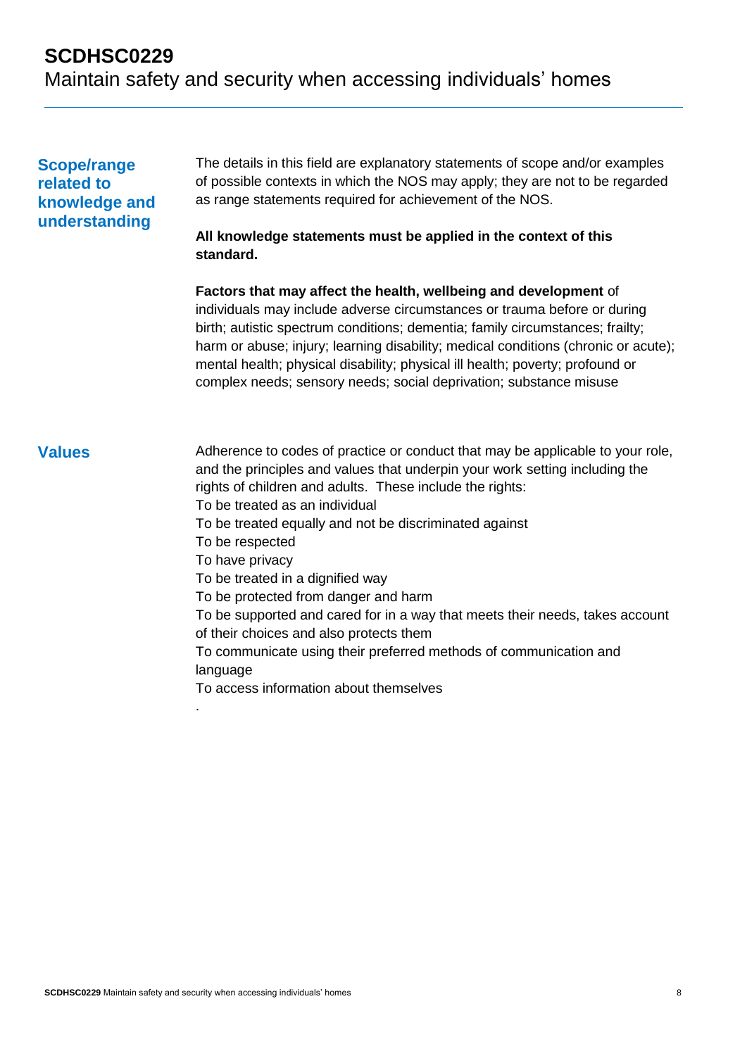# SCDHSC0229
Maintain safety and security when accessing individuals' homes

## Scope/range related to knowledge and understanding

The details in this field are explanatory statements of scope and/or examples of possible contexts in which the NOS may apply; they are not to be regarded as range statements required for achievement of the NOS.

**All knowledge statements must be applied in the context of this standard.**

**Factors that may affect the health, wellbeing and development** of individuals may include adverse circumstances or trauma before or during birth; autistic spectrum conditions; dementia; family circumstances; frailty; harm or abuse; injury; learning disability; medical conditions (chronic or acute); mental health; physical disability; physical ill health; poverty; profound or complex needs; sensory needs; social deprivation; substance misuse

## Values

Adherence to codes of practice or conduct that may be applicable to your role, and the principles and values that underpin your work setting including the rights of children and adults. These include the rights:

To be treated as an individual
To be treated equally and not be discriminated against
To be respected
To have privacy
To be treated in a dignified way
To be protected from danger and harm
To be supported and cared for in a way that meets their needs, takes account of their choices and also protects them
To communicate using their preferred methods of communication and language
To access information about themselves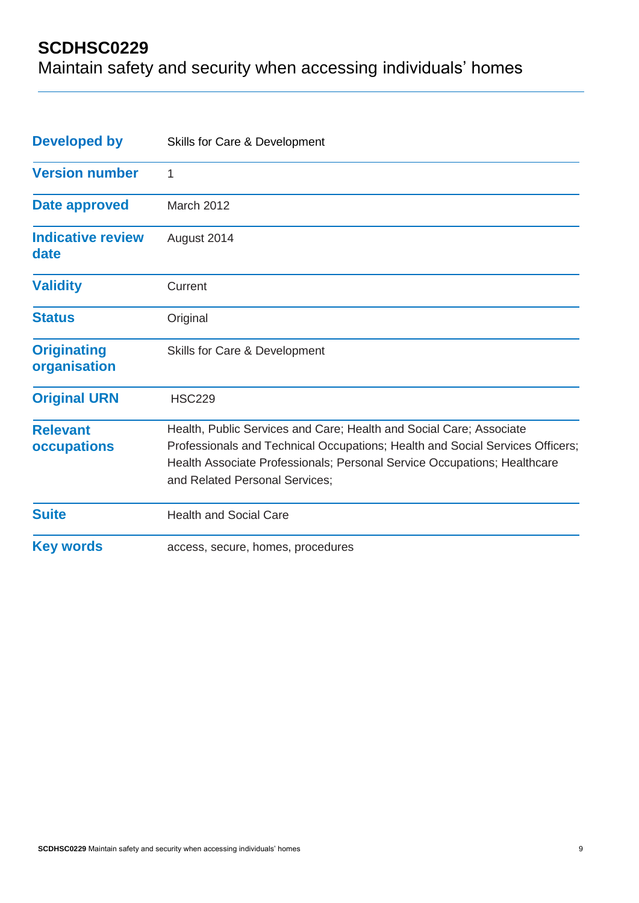# SCDHSC0229

Maintain safety and security when accessing individuals' homes

| | |
|---|---|
| **Developed by** | Skills for Care & Development |
| **Version number** | 1 |
| **Date approved** | March 2012 |
| **Indicative review date** | August 2014 |
| **Validity** | Current |
| **Status** | Original |
| **Originating organisation** | Skills for Care & Development |
| **Original URN** | HSC229 |
| **Relevant occupations** | Health, Public Services and Care; Health and Social Care; Associate Professionals and Technical Occupations; Health and Social Services Officers; Health Associate Professionals; Personal Service Occupations; Healthcare and Related Personal Services; |
| **Suite** | Health and Social Care |
| **Key words** | access, secure, homes, procedures |